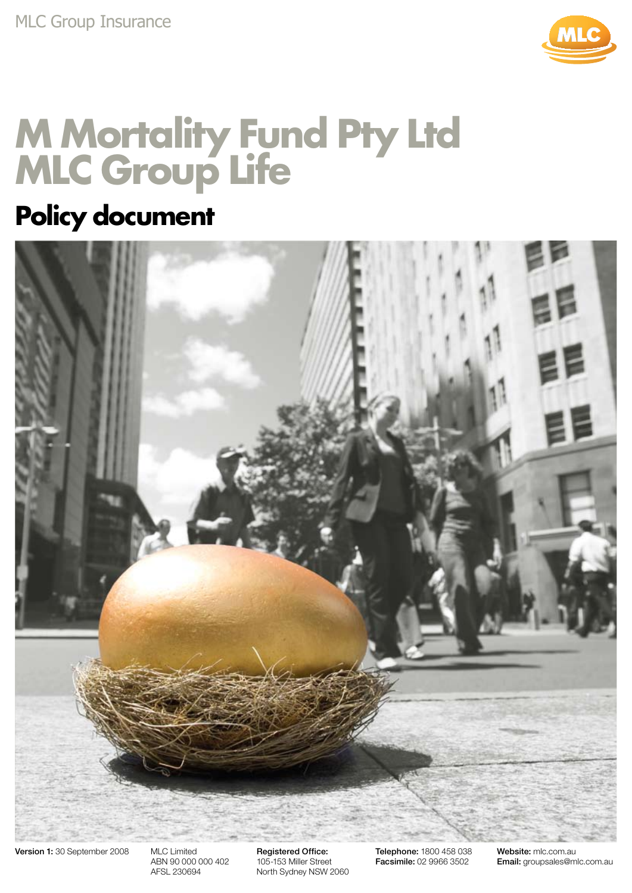MLC Group Insurance

# M Mortality Fund Pty Ltd MLC Group Life

## Policy document

**Version 1:** 30 September 2008

MLC Limited
ABN 90 000 000 402
AFSL 230694

**Registered Office:**
105-153 Miller Street
North Sydney NSW 2060

**Telephone:** 1800 458 038
**Facsimile:** 02 9966 3502

**Website:** mlc.com.au
**Email:** groupsales@mlc.com.au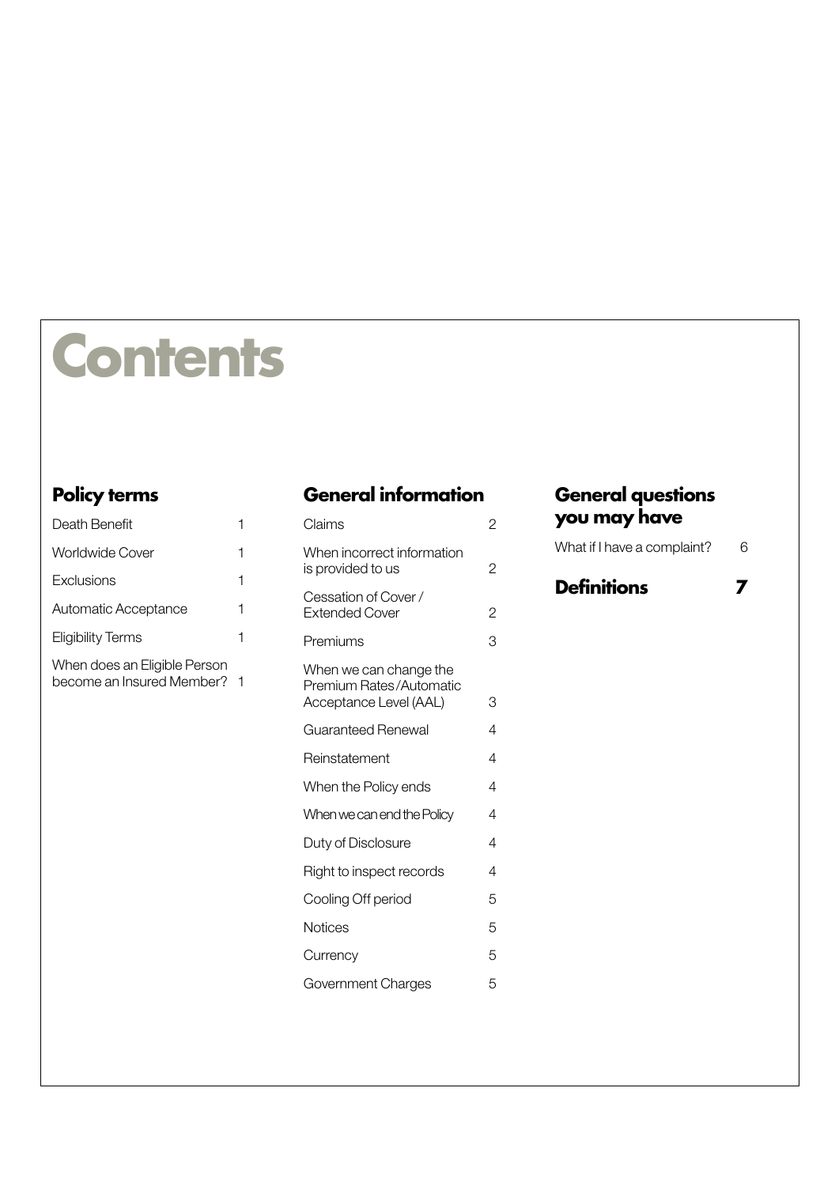# Contents

## Policy terms

| | |
|---|---|
| Death Benefit | 1 |
| Worldwide Cover | 1 |
| Exclusions | 1 |
| Automatic Acceptance | 1 |
| Eligibility Terms | 1 |
| When does an Eligible Person become an Insured Member? | 1 |

## General information

| | |
|---|---|
| Claims | 2 |
| When incorrect information is provided to us | 2 |
| Cessation of Cover / Extended Cover | 2 |
| Premiums | 3 |
| When we can change the Premium Rates/Automatic Acceptance Level (AAL) | 3 |
| Guaranteed Renewal | 4 |
| Reinstatement | 4 |
| When the Policy ends | 4 |
| When we can end the Policy | 4 |
| Duty of Disclosure | 4 |
| Right to inspect records | 4 |
| Cooling Off period | 5 |
| Notices | 5 |
| Currency | 5 |
| Government Charges | 5 |

## General questions you may have

| | |
|---|---|
| What if I have a complaint? | 6 |

## Definitions 7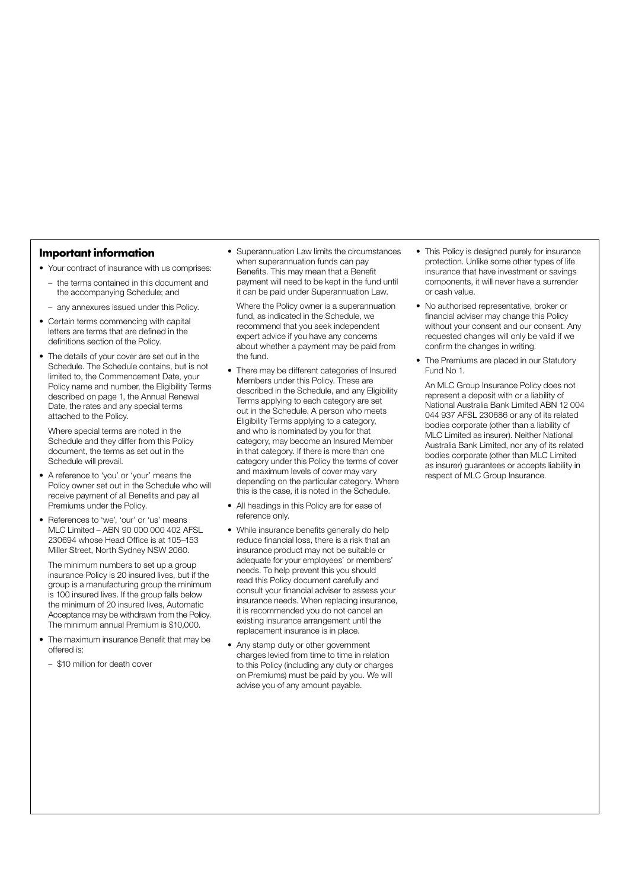## Important information

- Your contract of insurance with us comprises:
  - the terms contained in this document and the accompanying Schedule; and
  - any annexures issued under this Policy.
- Certain terms commencing with capital letters are terms that are defined in the definitions section of the Policy.
- The details of your cover are set out in the Schedule. The Schedule contains, but is not limited to, the Commencement Date, your Policy name and number, the Eligibility Terms described on page 1, the Annual Renewal Date, the rates and any special terms attached to the Policy.

  Where special terms are noted in the Schedule and they differ from this Policy document, the terms as set out in the Schedule will prevail.
- A reference to 'you' or 'your' means the Policy owner set out in the Schedule who will receive payment of all Benefits and pay all Premiums under the Policy.
- References to 'we', 'our' or 'us' means MLC Limited – ABN 90 000 000 402 AFSL 230694 whose Head Office is at 105–153 Miller Street, North Sydney NSW 2060.

  The minimum numbers to set up a group insurance Policy is 20 insured lives, but if the group is a manufacturing group the minimum is 100 insured lives. If the group falls below the minimum of 20 insured lives, Automatic Acceptance may be withdrawn from the Policy. The minimum annual Premium is $10,000.
- The maximum insurance Benefit that may be offered is:
  - $10 million for death cover
- Superannuation Law limits the circumstances when superannuation funds can pay Benefits. This may mean that a Benefit payment will need to be kept in the fund until it can be paid under Superannuation Law.

  Where the Policy owner is a superannuation fund, as indicated in the Schedule, we recommend that you seek independent expert advice if you have any concerns about whether a payment may be paid from the fund.
- There may be different categories of Insured Members under this Policy. These are described in the Schedule, and any Eligibility Terms applying to each category are set out in the Schedule. A person who meets Eligibility Terms applying to a category, and who is nominated by you for that category, may become an Insured Member in that category. If there is more than one category under this Policy the terms of cover and maximum levels of cover may vary depending on the particular category. Where this is the case, it is noted in the Schedule.
- All headings in this Policy are for ease of reference only.
- While insurance benefits generally do help reduce financial loss, there is a risk that an insurance product may not be suitable or adequate for your employees' or members' needs. To help prevent this you should read this Policy document carefully and consult your financial adviser to assess your insurance needs. When replacing insurance, it is recommended you do not cancel an existing insurance arrangement until the replacement insurance is in place.
- Any stamp duty or other government charges levied from time to time in relation to this Policy (including any duty or charges on Premiums) must be paid by you. We will advise you of any amount payable.
- This Policy is designed purely for insurance protection. Unlike some other types of life insurance that have investment or savings components, it will never have a surrender or cash value.
- No authorised representative, broker or financial adviser may change this Policy without your consent and our consent. Any requested changes will only be valid if we confirm the changes in writing.
- The Premiums are placed in our Statutory Fund No 1.

  An MLC Group Insurance Policy does not represent a deposit with or a liability of National Australia Bank Limited ABN 12 004 044 937 AFSL 230686 or any of its related bodies corporate (other than a liability of MLC Limited as insurer). Neither National Australia Bank Limited, nor any of its related bodies corporate (other than MLC Limited as insurer) guarantees or accepts liability in respect of MLC Group Insurance.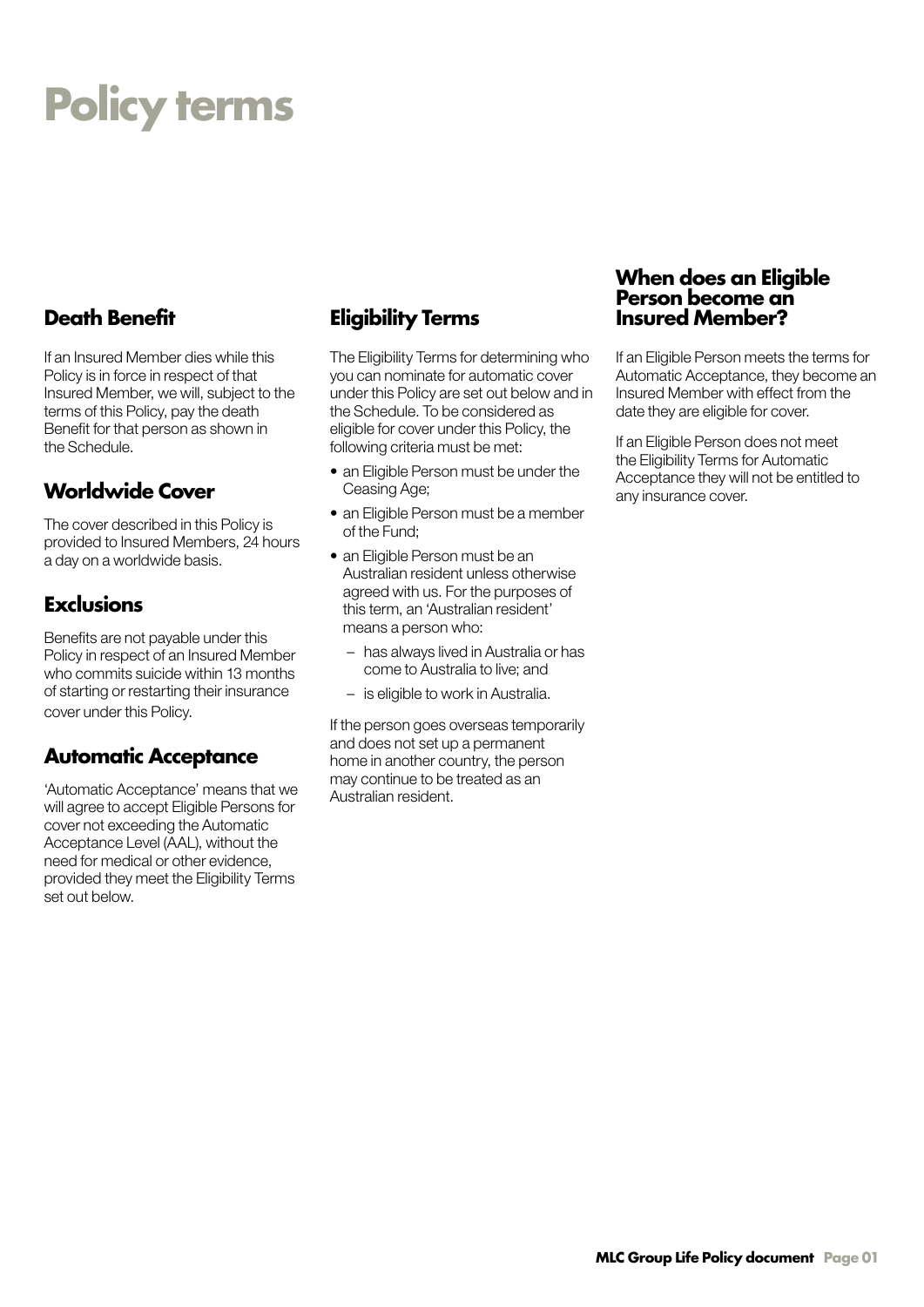# Policy terms

## Death Benefit

If an Insured Member dies while this Policy is in force in respect of that Insured Member, we will, subject to the terms of this Policy, pay the death Benefit for that person as shown in the Schedule.

## Worldwide Cover

The cover described in this Policy is provided to Insured Members, 24 hours a day on a worldwide basis.

## Exclusions

Benefits are not payable under this Policy in respect of an Insured Member who commits suicide within 13 months of starting or restarting their insurance cover under this Policy.

## Automatic Acceptance

'Automatic Acceptance' means that we will agree to accept Eligible Persons for cover not exceeding the Automatic Acceptance Level (AAL), without the need for medical or other evidence, provided they meet the Eligibility Terms set out below.

## Eligibility Terms

The Eligibility Terms for determining who you can nominate for automatic cover under this Policy are set out below and in the Schedule. To be considered as eligible for cover under this Policy, the following criteria must be met:

- an Eligible Person must be under the Ceasing Age;
- an Eligible Person must be a member of the Fund;
- an Eligible Person must be an Australian resident unless otherwise agreed with us. For the purposes of this term, an 'Australian resident' means a person who:
  - has always lived in Australia or has come to Australia to live; and
  - is eligible to work in Australia.

If the person goes overseas temporarily and does not set up a permanent home in another country, the person may continue to be treated as an Australian resident.

## When does an Eligible Person become an Insured Member?

If an Eligible Person meets the terms for Automatic Acceptance, they become an Insured Member with effect from the date they are eligible for cover.

If an Eligible Person does not meet the Eligibility Terms for Automatic Acceptance they will not be entitled to any insurance cover.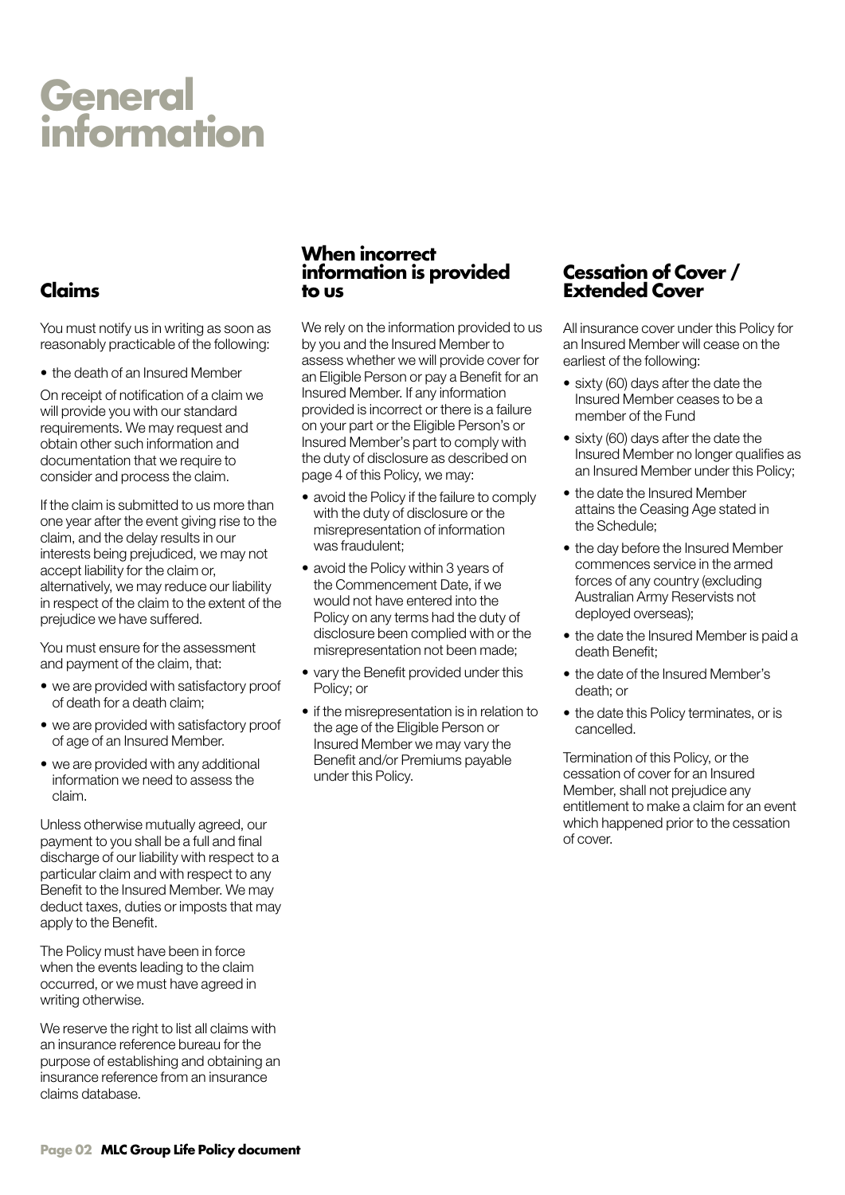# General information

## Claims

You must notify us in writing as soon as reasonably practicable of the following:

- the death of an Insured Member

On receipt of notification of a claim we will provide you with our standard requirements. We may request and obtain other such information and documentation that we require to consider and process the claim.

If the claim is submitted to us more than one year after the event giving rise to the claim, and the delay results in our interests being prejudiced, we may not accept liability for the claim or, alternatively, we may reduce our liability in respect of the claim to the extent of the prejudice we have suffered.

You must ensure for the assessment and payment of the claim, that:

- we are provided with satisfactory proof of death for a death claim;
- we are provided with satisfactory proof of age of an Insured Member.
- we are provided with any additional information we need to assess the claim.

Unless otherwise mutually agreed, our payment to you shall be a full and final discharge of our liability with respect to a particular claim and with respect to any Benefit to the Insured Member. We may deduct taxes, duties or imposts that may apply to the Benefit.

The Policy must have been in force when the events leading to the claim occurred, or we must have agreed in writing otherwise.

We reserve the right to list all claims with an insurance reference bureau for the purpose of establishing and obtaining an insurance reference from an insurance claims database.

## When incorrect information is provided to us

We rely on the information provided to us by you and the Insured Member to assess whether we will provide cover for an Eligible Person or pay a Benefit for an Insured Member. If any information provided is incorrect or there is a failure on your part or the Eligible Person's or Insured Member's part to comply with the duty of disclosure as described on page 4 of this Policy, we may:

- avoid the Policy if the failure to comply with the duty of disclosure or the misrepresentation of information was fraudulent;
- avoid the Policy within 3 years of the Commencement Date, if we would not have entered into the Policy on any terms had the duty of disclosure been complied with or the misrepresentation not been made;
- vary the Benefit provided under this Policy; or
- if the misrepresentation is in relation to the age of the Eligible Person or Insured Member we may vary the Benefit and/or Premiums payable under this Policy.

## Cessation of Cover / Extended Cover

All insurance cover under this Policy for an Insured Member will cease on the earliest of the following:

- sixty (60) days after the date the Insured Member ceases to be a member of the Fund
- sixty (60) days after the date the Insured Member no longer qualifies as an Insured Member under this Policy;
- the date the Insured Member attains the Ceasing Age stated in the Schedule;
- the day before the Insured Member commences service in the armed forces of any country (excluding Australian Army Reservists not deployed overseas);
- the date the Insured Member is paid a death Benefit;
- the date of the Insured Member's death; or
- the date this Policy terminates, or is cancelled.

Termination of this Policy, or the cessation of cover for an Insured Member, shall not prejudice any entitlement to make a claim for an event which happened prior to the cessation of cover.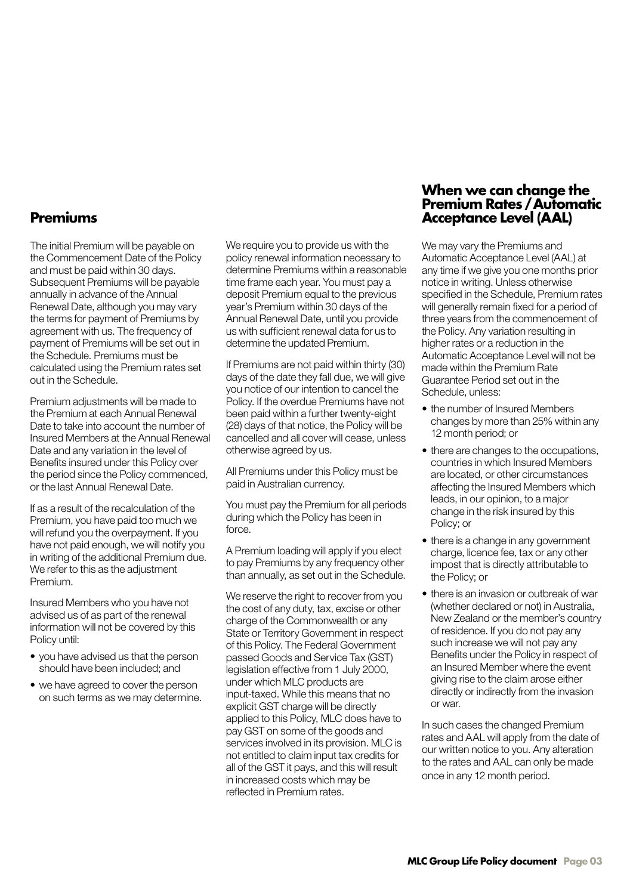## Premiums

The initial Premium will be payable on the Commencement Date of the Policy and must be paid within 30 days. Subsequent Premiums will be payable annually in advance of the Annual Renewal Date, although you may vary the terms for payment of Premiums by agreement with us. The frequency of payment of Premiums will be set out in the Schedule. Premiums must be calculated using the Premium rates set out in the Schedule.

Premium adjustments will be made to the Premium at each Annual Renewal Date to take into account the number of Insured Members at the Annual Renewal Date and any variation in the level of Benefits insured under this Policy over the period since the Policy commenced, or the last Annual Renewal Date.

If as a result of the recalculation of the Premium, you have paid too much we will refund you the overpayment. If you have not paid enough, we will notify you in writing of the additional Premium due. We refer to this as the adjustment Premium.

Insured Members who you have not advised us of as part of the renewal information will not be covered by this Policy until:

- you have advised us that the person should have been included; and
- we have agreed to cover the person on such terms as we may determine.

We require you to provide us with the policy renewal information necessary to determine Premiums within a reasonable time frame each year. You must pay a deposit Premium equal to the previous year's Premium within 30 days of the Annual Renewal Date, until you provide us with sufficient renewal data for us to determine the updated Premium.

If Premiums are not paid within thirty (30) days of the date they fall due, we will give you notice of our intention to cancel the Policy. If the overdue Premiums have not been paid within a further twenty-eight (28) days of that notice, the Policy will be cancelled and all cover will cease, unless otherwise agreed by us.

All Premiums under this Policy must be paid in Australian currency.

You must pay the Premium for all periods during which the Policy has been in force.

A Premium loading will apply if you elect to pay Premiums by any frequency other than annually, as set out in the Schedule.

We reserve the right to recover from you the cost of any duty, tax, excise or other charge of the Commonwealth or any State or Territory Government in respect of this Policy. The Federal Government passed Goods and Service Tax (GST) legislation effective from 1 July 2000, under which MLC products are input-taxed. While this means that no explicit GST charge will be directly applied to this Policy, MLC does have to pay GST on some of the goods and services involved in its provision. MLC is not entitled to claim input tax credits for all of the GST it pays, and this will result in increased costs which may be reflected in Premium rates.

## When we can change the Premium Rates / Automatic Acceptance Level (AAL)

We may vary the Premiums and Automatic Acceptance Level (AAL) at any time if we give you one months prior notice in writing. Unless otherwise specified in the Schedule, Premium rates will generally remain fixed for a period of three years from the commencement of the Policy. Any variation resulting in higher rates or a reduction in the Automatic Acceptance Level will not be made within the Premium Rate Guarantee Period set out in the Schedule, unless:

- the number of Insured Members changes by more than 25% within any 12 month period; or
- there are changes to the occupations, countries in which Insured Members are located, or other circumstances affecting the Insured Members which leads, in our opinion, to a major change in the risk insured by this Policy; or
- there is a change in any government charge, licence fee, tax or any other impost that is directly attributable to the Policy; or
- there is an invasion or outbreak of war (whether declared or not) in Australia, New Zealand or the member's country of residence. If you do not pay any such increase we will not pay any Benefits under the Policy in respect of an Insured Member where the event giving rise to the claim arose either directly or indirectly from the invasion or war.

In such cases the changed Premium rates and AAL will apply from the date of our written notice to you. Any alteration to the rates and AAL can only be made once in any 12 month period.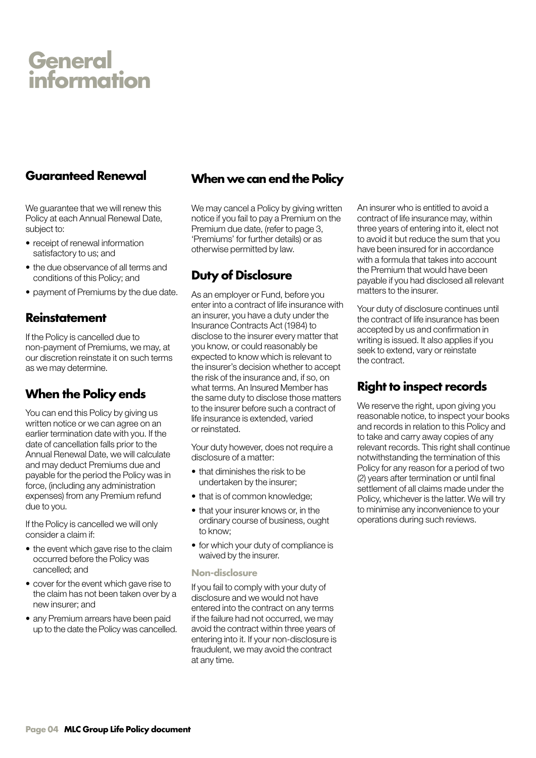# General information

## Guaranteed Renewal

We guarantee that we will renew this Policy at each Annual Renewal Date, subject to:

- receipt of renewal information satisfactory to us; and
- the due observance of all terms and conditions of this Policy; and
- payment of Premiums by the due date.

## Reinstatement

If the Policy is cancelled due to non-payment of Premiums, we may, at our discretion reinstate it on such terms as we may determine.

## When the Policy ends

You can end this Policy by giving us written notice or we can agree on an earlier termination date with you. If the date of cancellation falls prior to the Annual Renewal Date, we will calculate and may deduct Premiums due and payable for the period the Policy was in force, (including any administration expenses) from any Premium refund due to you.

If the Policy is cancelled we will only consider a claim if:

- the event which gave rise to the claim occurred before the Policy was cancelled; and
- cover for the event which gave rise to the claim has not been taken over by a new insurer; and
- any Premium arrears have been paid up to the date the Policy was cancelled.

## When we can end the Policy

We may cancel a Policy by giving written notice if you fail to pay a Premium on the Premium due date, (refer to page 3, 'Premiums' for further details) or as otherwise permitted by law.

## Duty of Disclosure

As an employer or Fund, before you enter into a contract of life insurance with an insurer, you have a duty under the Insurance Contracts Act (1984) to disclose to the insurer every matter that you know, or could reasonably be expected to know which is relevant to the insurer's decision whether to accept the risk of the insurance and, if so, on what terms. An Insured Member has the same duty to disclose those matters to the insurer before such a contract of life insurance is extended, varied or reinstated.

Your duty however, does not require a disclosure of a matter:

- that diminishes the risk to be undertaken by the insurer;
- that is of common knowledge;
- that your insurer knows or, in the ordinary course of business, ought to know;
- for which your duty of compliance is waived by the insurer.

### Non-disclosure

If you fail to comply with your duty of disclosure and we would not have entered into the contract on any terms if the failure had not occurred, we may avoid the contract within three years of entering into it. If your non-disclosure is fraudulent, we may avoid the contract at any time.

An insurer who is entitled to avoid a contract of life insurance may, within three years of entering into it, elect not to avoid it but reduce the sum that you have been insured for in accordance with a formula that takes into account the Premium that would have been payable if you had disclosed all relevant matters to the insurer.

Your duty of disclosure continues until the contract of life insurance has been accepted by us and confirmation in writing is issued. It also applies if you seek to extend, vary or reinstate the contract.

## Right to inspect records

We reserve the right, upon giving you reasonable notice, to inspect your books and records in relation to this Policy and to take and carry away copies of any relevant records. This right shall continue notwithstanding the termination of this Policy for any reason for a period of two (2) years after termination or until final settlement of all claims made under the Policy, whichever is the latter. We will try to minimise any inconvenience to your operations during such reviews.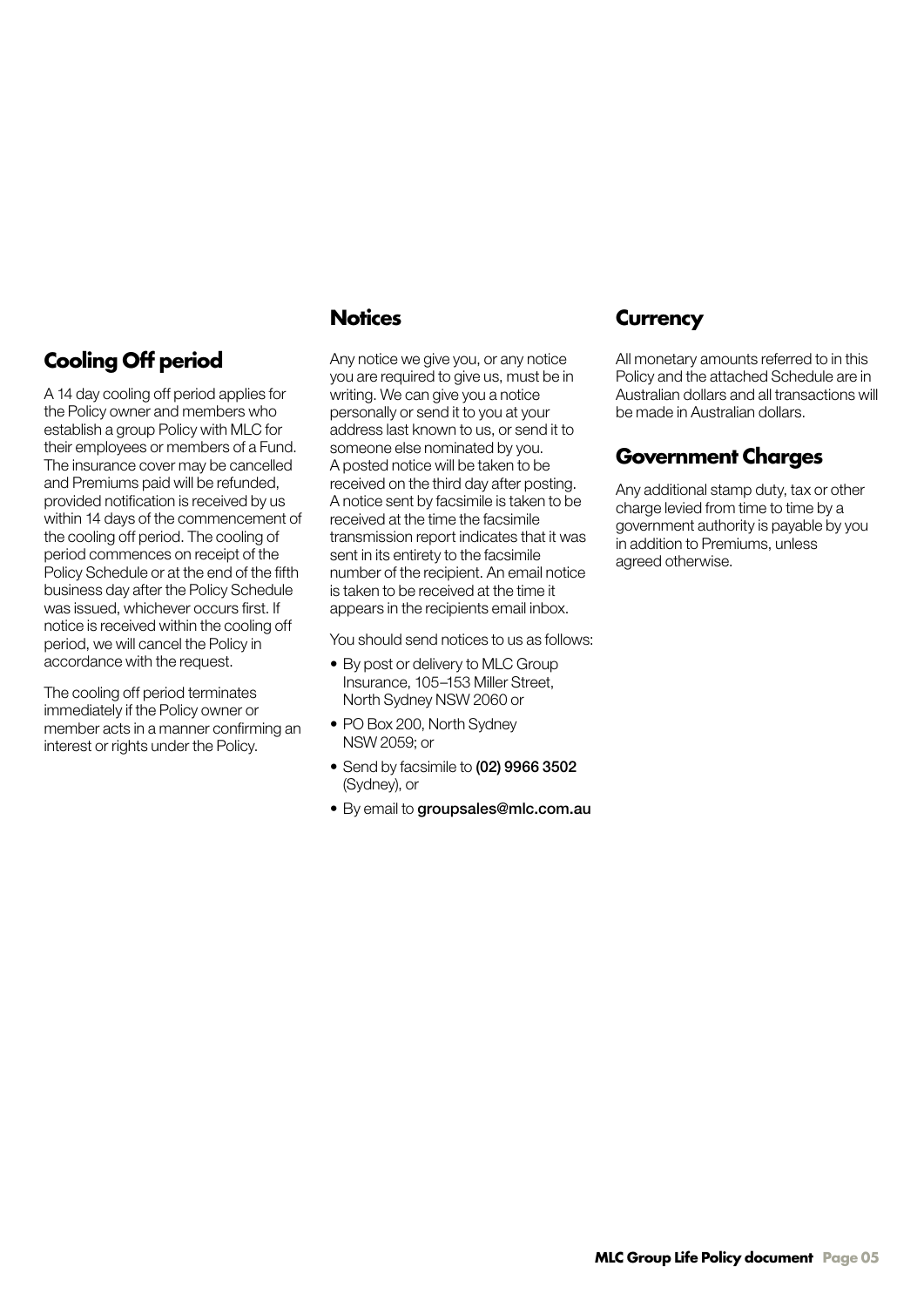## Cooling Off period

A 14 day cooling off period applies for the Policy owner and members who establish a group Policy with MLC for their employees or members of a Fund. The insurance cover may be cancelled and Premiums paid will be refunded, provided notification is received by us within 14 days of the commencement of the cooling off period. The cooling of period commences on receipt of the Policy Schedule or at the end of the fifth business day after the Policy Schedule was issued, whichever occurs first. If notice is received within the cooling off period, we will cancel the Policy in accordance with the request.

The cooling off period terminates immediately if the Policy owner or member acts in a manner confirming an interest or rights under the Policy.

## Notices

Any notice we give you, or any notice you are required to give us, must be in writing. We can give you a notice personally or send it to you at your address last known to us, or send it to someone else nominated by you. A posted notice will be taken to be received on the third day after posting. A notice sent by facsimile is taken to be received at the time the facsimile transmission report indicates that it was sent in its entirety to the facsimile number of the recipient. An email notice is taken to be received at the time it appears in the recipients email inbox.

You should send notices to us as follows:

- By post or delivery to MLC Group Insurance, 105–153 Miller Street, North Sydney NSW 2060 or
- PO Box 200, North Sydney NSW 2059; or
- Send by facsimile to **(02) 9966 3502** (Sydney), or
- By email to **groupsales@mlc.com.au**

## Currency

All monetary amounts referred to in this Policy and the attached Schedule are in Australian dollars and all transactions will be made in Australian dollars.

## Government Charges

Any additional stamp duty, tax or other charge levied from time to time by a government authority is payable by you in addition to Premiums, unless agreed otherwise.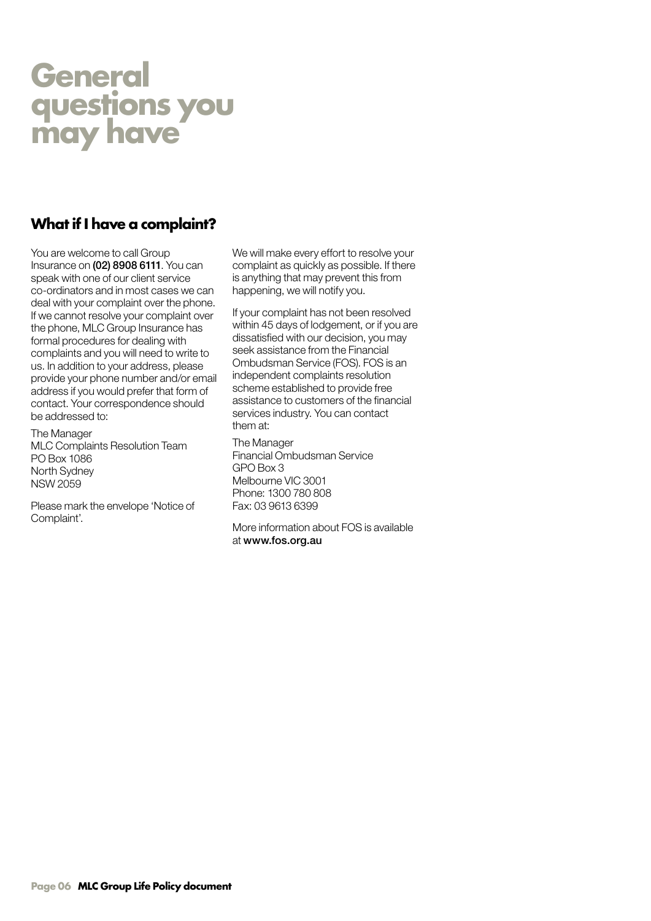# General questions you may have

## What if I have a complaint?

You are welcome to call Group Insurance on **(02) 8908 6111**. You can speak with one of our client service co-ordinators and in most cases we can deal with your complaint over the phone. If we cannot resolve your complaint over the phone, MLC Group Insurance has formal procedures for dealing with complaints and you will need to write to us. In addition to your address, please provide your phone number and/or email address if you would prefer that form of contact. Your correspondence should be addressed to:

The Manager
MLC Complaints Resolution Team
PO Box 1086
North Sydney
NSW 2059

Please mark the envelope 'Notice of Complaint'.

We will make every effort to resolve your complaint as quickly as possible. If there is anything that may prevent this from happening, we will notify you.

If your complaint has not been resolved within 45 days of lodgement, or if you are dissatisfied with our decision, you may seek assistance from the Financial Ombudsman Service (FOS). FOS is an independent complaints resolution scheme established to provide free assistance to customers of the financial services industry. You can contact them at:

The Manager
Financial Ombudsman Service
GPO Box 3
Melbourne VIC 3001
Phone: 1300 780 808
Fax: 03 9613 6399

More information about FOS is available at **www.fos.org.au**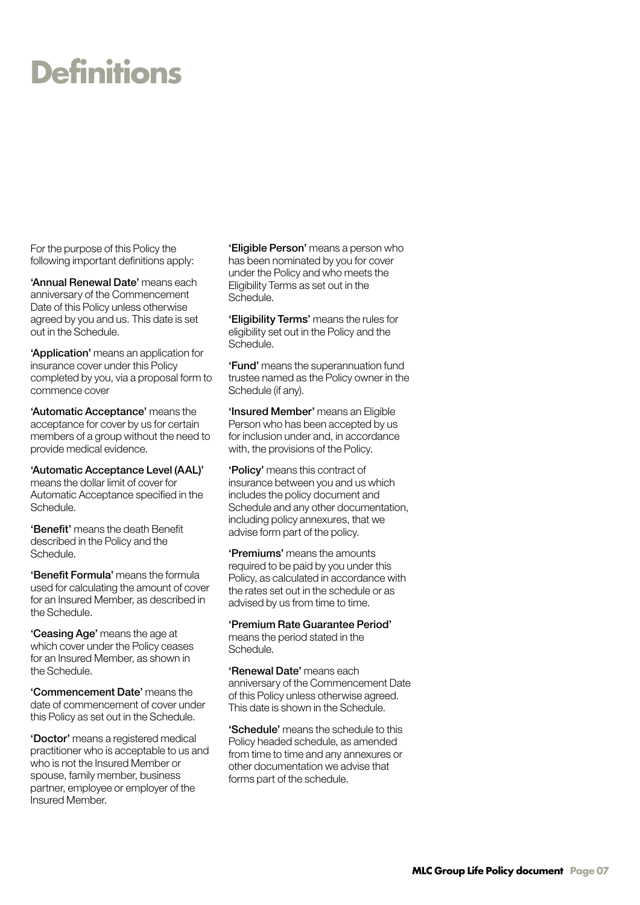# Definitions

For the purpose of this Policy the following important definitions apply:

**'Annual Renewal Date'** means each anniversary of the Commencement Date of this Policy unless otherwise agreed by you and us. This date is set out in the Schedule.

**'Application'** means an application for insurance cover under this Policy completed by you, via a proposal form to commence cover

**'Automatic Acceptance'** means the acceptance for cover by us for certain members of a group without the need to provide medical evidence.

**'Automatic Acceptance Level (AAL)'** means the dollar limit of cover for Automatic Acceptance specified in the Schedule.

**'Benefit'** means the death Benefit described in the Policy and the Schedule.

**'Benefit Formula'** means the formula used for calculating the amount of cover for an Insured Member, as described in the Schedule.

**'Ceasing Age'** means the age at which cover under the Policy ceases for an Insured Member, as shown in the Schedule.

**'Commencement Date'** means the date of commencement of cover under this Policy as set out in the Schedule.

**'Doctor'** means a registered medical practitioner who is acceptable to us and who is not the Insured Member or spouse, family member, business partner, employee or employer of the Insured Member.

**'Eligible Person'** means a person who has been nominated by you for cover under the Policy and who meets the Eligibility Terms as set out in the Schedule.

**'Eligibility Terms'** means the rules for eligibility set out in the Policy and the Schedule.

**'Fund'** means the superannuation fund trustee named as the Policy owner in the Schedule (if any).

**'Insured Member'** means an Eligible Person who has been accepted by us for inclusion under and, in accordance with, the provisions of the Policy.

**'Policy'** means this contract of insurance between you and us which includes the policy document and Schedule and any other documentation, including policy annexures, that we advise form part of the policy.

**'Premiums'** means the amounts required to be paid by you under this Policy, as calculated in accordance with the rates set out in the schedule or as advised by us from time to time.

**'Premium Rate Guarantee Period'** means the period stated in the Schedule.

**'Renewal Date'** means each anniversary of the Commencement Date of this Policy unless otherwise agreed. This date is shown in the Schedule.

**'Schedule'** means the schedule to this Policy headed schedule, as amended from time to time and any annexures or other documentation we advise that forms part of the schedule.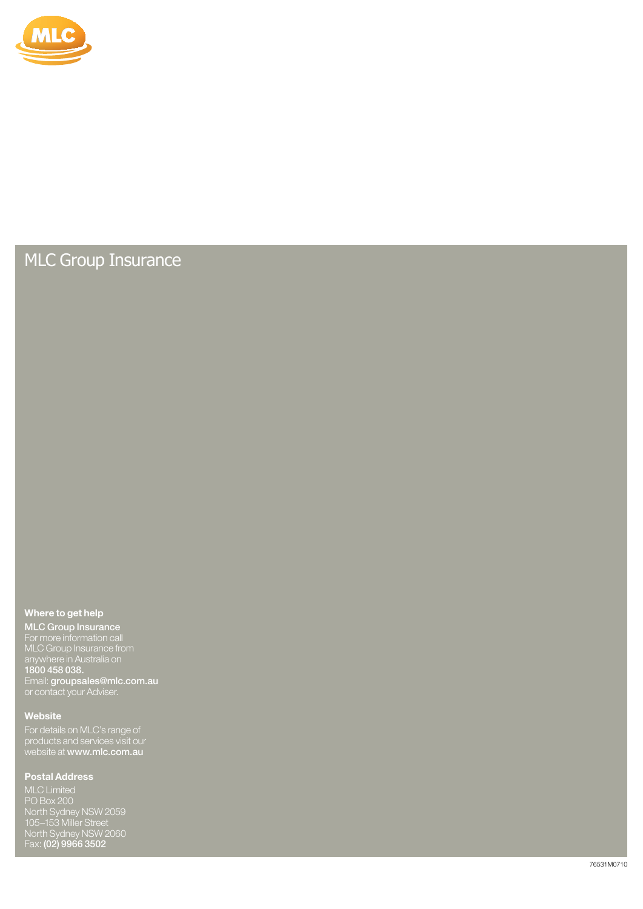MLC

# MLC Group Insurance

**Where to get help**

**MLC Group Insurance**
For more information call MLC Group Insurance from anywhere in Australia on
**1800 458 038.**
Email: **groupsales@mlc.com.au**
or contact your Adviser.

**Website**

For details on MLC's range of products and services visit our website at **www.mlc.com.au**

**Postal Address**

MLC Limited
PO Box 200
North Sydney NSW 2059
105–153 Miller Street
North Sydney NSW 2060
Fax: **(02) 9966 3502**

76531M0710